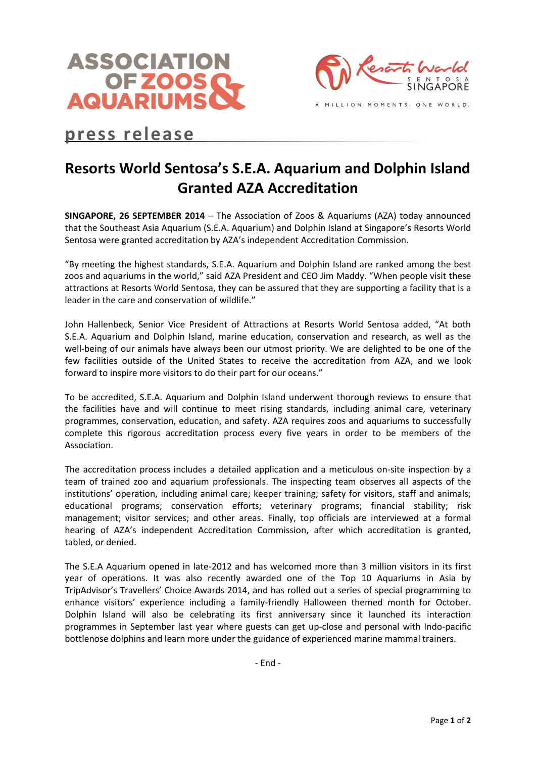**press release**

# Resorts World Sentosa's S.E.A. Aquarium and Dolphin Island Granted AZA Accreditation

**SINGAPORE, 26 SEPTEMBER 2014** – The Association of Zoos & Aquariums (AZA) today announced that the Southeast Asia Aquarium (S.E.A. Aquarium) and Dolphin Island at Singapore's Resorts World Sentosa were granted accreditation by AZA's independent Accreditation Commission.

"By meeting the highest standards, S.E.A. Aquarium and Dolphin Island are ranked among the best zoos and aquariums in the world," said AZA President and CEO Jim Maddy. "When people visit these attractions at Resorts World Sentosa, they can be assured that they are supporting a facility that is a leader in the care and conservation of wildlife."

John Hallenbeck, Senior Vice President of Attractions at Resorts World Sentosa added, "At both S.E.A. Aquarium and Dolphin Island, marine education, conservation and research, as well as the well-being of our animals have always been our utmost priority. We are delighted to be one of the few facilities outside of the United States to receive the accreditation from AZA, and we look forward to inspire more visitors to do their part for our oceans."

To be accredited, S.E.A. Aquarium and Dolphin Island underwent thorough reviews to ensure that the facilities have and will continue to meet rising standards, including animal care, veterinary programmes, conservation, education, and safety. AZA requires zoos and aquariums to successfully complete this rigorous accreditation process every five years in order to be members of the Association.

The accreditation process includes a detailed application and a meticulous on-site inspection by a team of trained zoo and aquarium professionals. The inspecting team observes all aspects of the institutions' operation, including animal care; keeper training; safety for visitors, staff and animals; educational programs; conservation efforts; veterinary programs; financial stability; risk management; visitor services; and other areas. Finally, top officials are interviewed at a formal hearing of AZA's independent Accreditation Commission, after which accreditation is granted, tabled, or denied.

The S.E.A Aquarium opened in late-2012 and has welcomed more than 3 million visitors in its first year of operations. It was also recently awarded one of the Top 10 Aquariums in Asia by TripAdvisor's Travellers' Choice Awards 2014, and has rolled out a series of special programming to enhance visitors' experience including a family-friendly Halloween themed month for October. Dolphin Island will also be celebrating its first anniversary since it launched its interaction programmes in September last year where guests can get up-close and personal with Indo-pacific bottlenose dolphins and learn more under the guidance of experienced marine mammal trainers.

- End -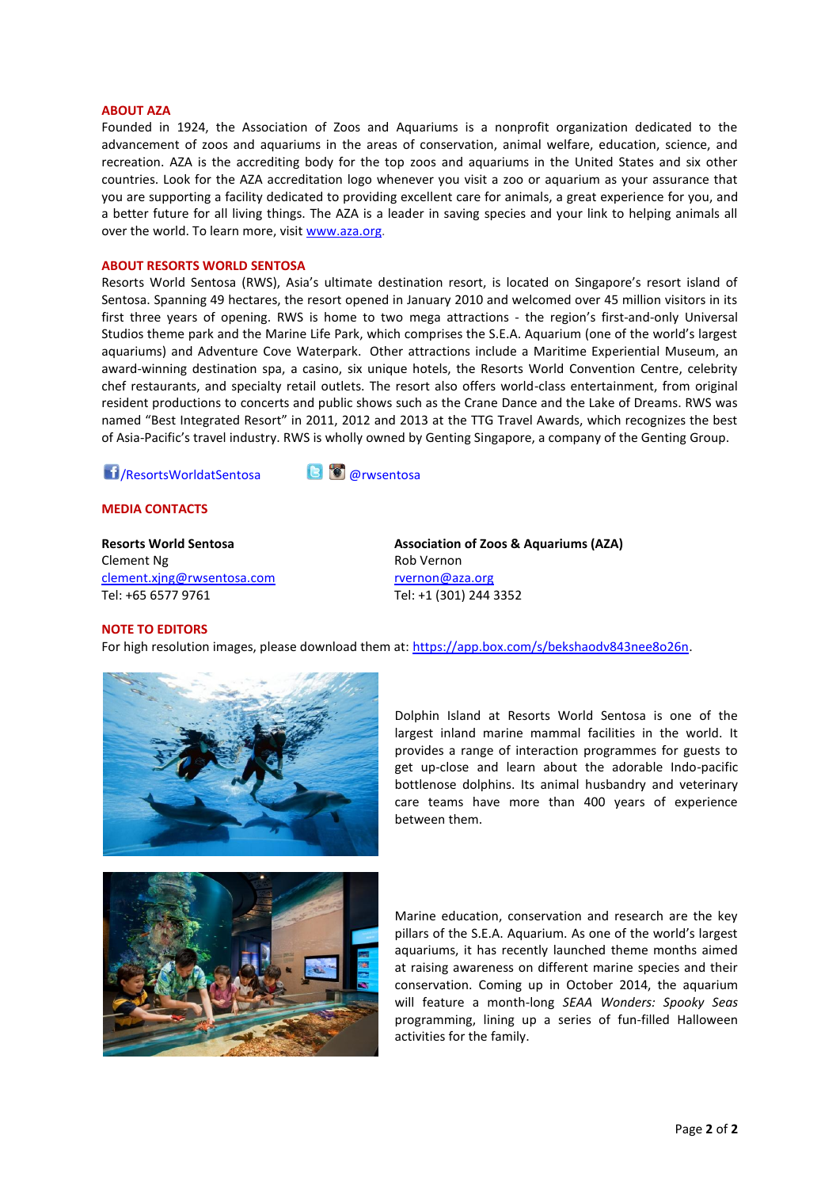## ABOUT AZA

Founded in 1924, the Association of Zoos and Aquariums is a nonprofit organization dedicated to the advancement of zoos and aquariums in the areas of conservation, animal welfare, education, science, and recreation. AZA is the accrediting body for the top zoos and aquariums in the United States and six other countries. Look for the AZA accreditation logo whenever you visit a zoo or aquarium as your assurance that you are supporting a facility dedicated to providing excellent care for animals, a great experience for you, and a better future for all living things. The AZA is a leader in saving species and your link to helping animals all over the world. To learn more, visit www.aza.org.

## ABOUT RESORTS WORLD SENTOSA

Resorts World Sentosa (RWS), Asia's ultimate destination resort, is located on Singapore's resort island of Sentosa. Spanning 49 hectares, the resort opened in January 2010 and welcomed over 45 million visitors in its first three years of opening. RWS is home to two mega attractions - the region's first-and-only Universal Studios theme park and the Marine Life Park, which comprises the S.E.A. Aquarium (one of the world's largest aquariums) and Adventure Cove Waterpark. Other attractions include a Maritime Experiential Museum, an award-winning destination spa, a casino, six unique hotels, the Resorts World Convention Centre, celebrity chef restaurants, and specialty retail outlets. The resort also offers world-class entertainment, from original resident productions to concerts and public shows such as the Crane Dance and the Lake of Dreams. RWS was named "Best Integrated Resort" in 2011, 2012 and 2013 at the TTG Travel Awards, which recognizes the best of Asia-Pacific's travel industry. RWS is wholly owned by Genting Singapore, a company of the Genting Group.

/ResortsWorldatSentosa @rwsentosa

## MEDIA CONTACTS

**Resorts World Sentosa**
Clement Ng
clement.xjng@rwsentosa.com
Tel: +65 6577 9761

**Association of Zoos & Aquariums (AZA)**
Rob Vernon
rvernon@aza.org
Tel: +1 (301) 244 3352

## NOTE TO EDITORS

For high resolution images, please download them at: https://app.box.com/s/bekshaodv843nee8o26n.

Dolphin Island at Resorts World Sentosa is one of the largest inland marine mammal facilities in the world. It provides a range of interaction programmes for guests to get up-close and learn about the adorable Indo-pacific bottlenose dolphins. Its animal husbandry and veterinary care teams have more than 400 years of experience between them.

Marine education, conservation and research are the key pillars of the S.E.A. Aquarium. As one of the world's largest aquariums, it has recently launched theme months aimed at raising awareness on different marine species and their conservation. Coming up in October 2014, the aquarium will feature a month-long *SEAA Wonders: Spooky Seas* programming, lining up a series of fun-filled Halloween activities for the family.